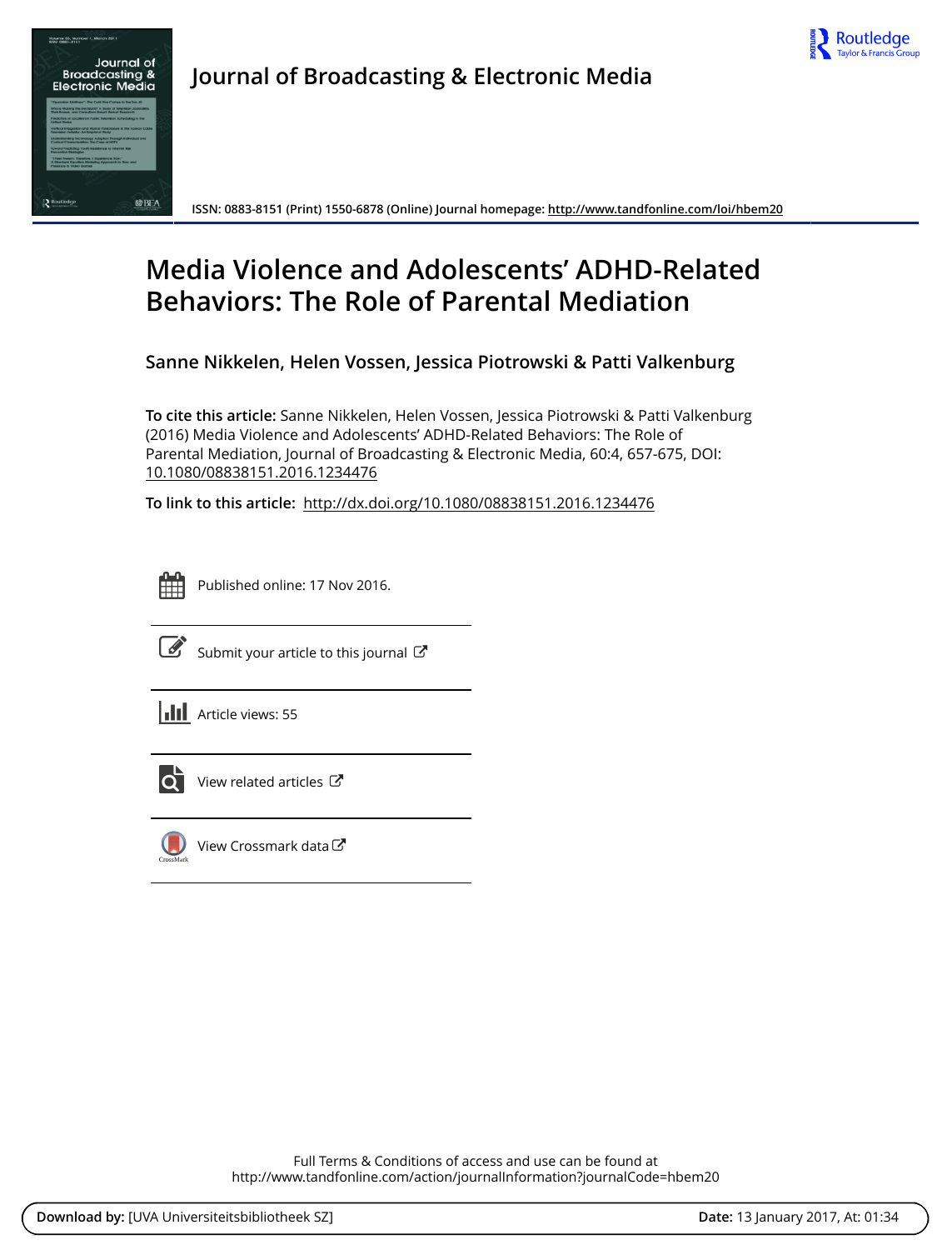# Journal of Broadcasting & Electronic Media

ISSN: 0883-8151 (Print) 1550-6878 (Online) Journal homepage: http://www.tandfonline.com/loi/hbem20

## Media Violence and Adolescents' ADHD-Related Behaviors: The Role of Parental Mediation

**Sanne Nikkelen, Helen Vossen, Jessica Piotrowski & Patti Valkenburg**

**To cite this article:** Sanne Nikkelen, Helen Vossen, Jessica Piotrowski & Patti Valkenburg (2016) Media Violence and Adolescents' ADHD-Related Behaviors: The Role of Parental Mediation, Journal of Broadcasting & Electronic Media, 60:4, 657-675, DOI: 10.1080/08838151.2016.1234476

**To link to this article:** http://dx.doi.org/10.1080/08838151.2016.1234476

Published online: 17 Nov 2016.

Submit your article to this journal

Article views: 55

View related articles

View Crossmark data

Full Terms & Conditions of access and use can be found at
http://www.tandfonline.com/action/journalInformation?journalCode=hbem20

**Download by:** [UVA Universiteitsbibliotheek SZ] **Date:** 13 January 2017, At: 01:34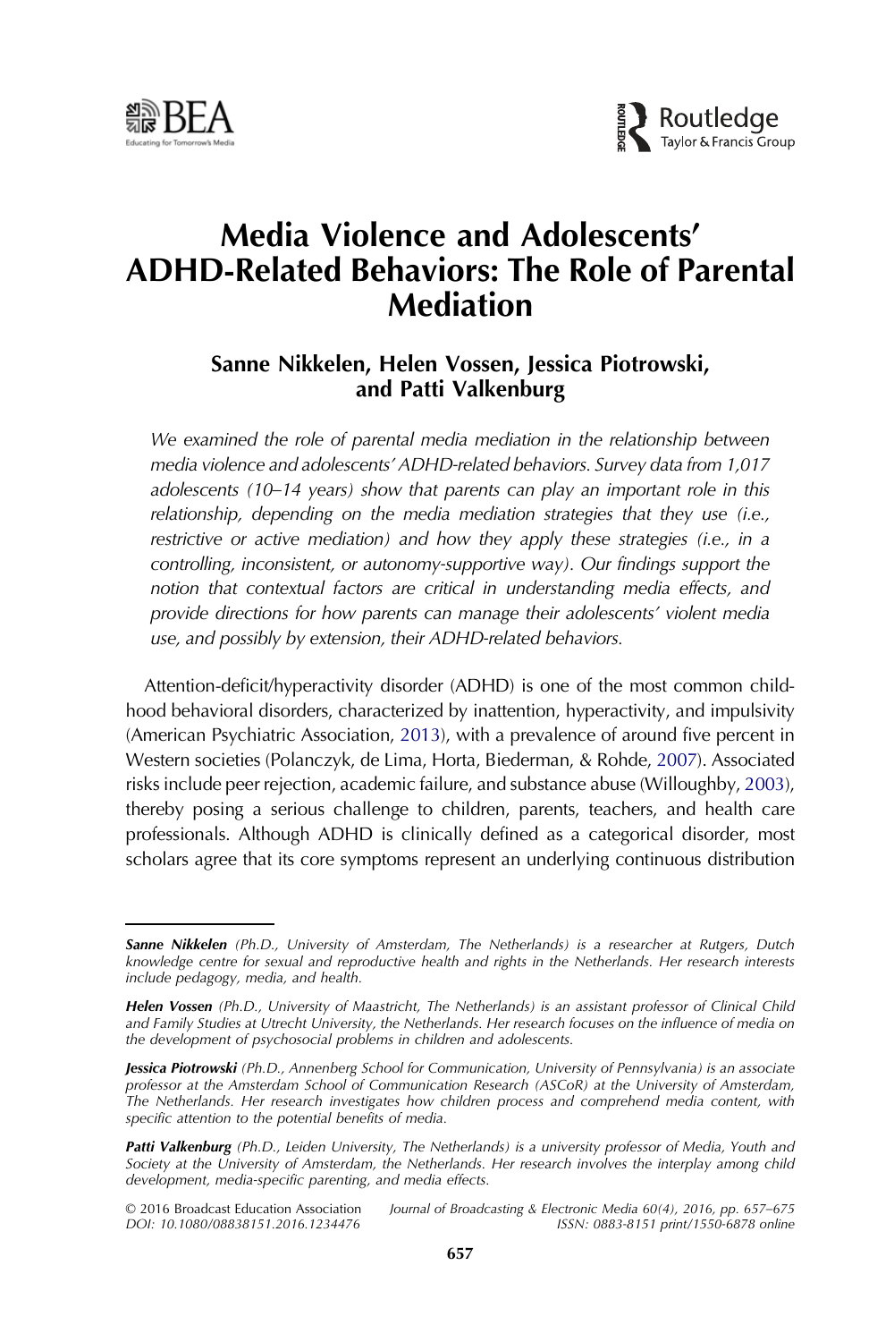# Media Violence and Adolescents' ADHD-Related Behaviors: The Role of Parental Mediation

**Sanne Nikkelen, Helen Vossen, Jessica Piotrowski, and Patti Valkenburg**

*We examined the role of parental media mediation in the relationship between media violence and adolescents' ADHD-related behaviors. Survey data from 1,017 adolescents (10–14 years) show that parents can play an important role in this relationship, depending on the media mediation strategies that they use (i.e., restrictive or active mediation) and how they apply these strategies (i.e., in a controlling, inconsistent, or autonomy-supportive way). Our findings support the notion that contextual factors are critical in understanding media effects, and provide directions for how parents can manage their adolescents' violent media use, and possibly by extension, their ADHD-related behaviors.*

Attention-deficit/hyperactivity disorder (ADHD) is one of the most common childhood behavioral disorders, characterized by inattention, hyperactivity, and impulsivity (American Psychiatric Association, 2013), with a prevalence of around five percent in Western societies (Polanczyk, de Lima, Horta, Biederman, & Rohde, 2007). Associated risks include peer rejection, academic failure, and substance abuse (Willoughby, 2003), thereby posing a serious challenge to children, parents, teachers, and health care professionals. Although ADHD is clinically defined as a categorical disorder, most scholars agree that its core symptoms represent an underlying continuous distribution

---

***Sanne Nikkelen*** *(Ph.D., University of Amsterdam, The Netherlands) is a researcher at Rutgers, Dutch knowledge centre for sexual and reproductive health and rights in the Netherlands. Her research interests include pedagogy, media, and health.*

***Helen Vossen*** *(Ph.D., University of Maastricht, The Netherlands) is an assistant professor of Clinical Child and Family Studies at Utrecht University, the Netherlands. Her research focuses on the influence of media on the development of psychosocial problems in children and adolescents.*

***Jessica Piotrowski*** *(Ph.D., Annenberg School for Communication, University of Pennsylvania) is an associate professor at the Amsterdam School of Communication Research (ASCoR) at the University of Amsterdam, The Netherlands. Her research investigates how children process and comprehend media content, with specific attention to the potential benefits of media.*

***Patti Valkenburg*** *(Ph.D., Leiden University, The Netherlands) is a university professor of Media, Youth and Society at the University of Amsterdam, the Netherlands. Her research involves the interplay among child development, media-specific parenting, and media effects.*

© 2016 Broadcast Education Association
DOI: 10.1080/08838151.2016.1234476
ISSN: 0883-8151 print/1550-6878 online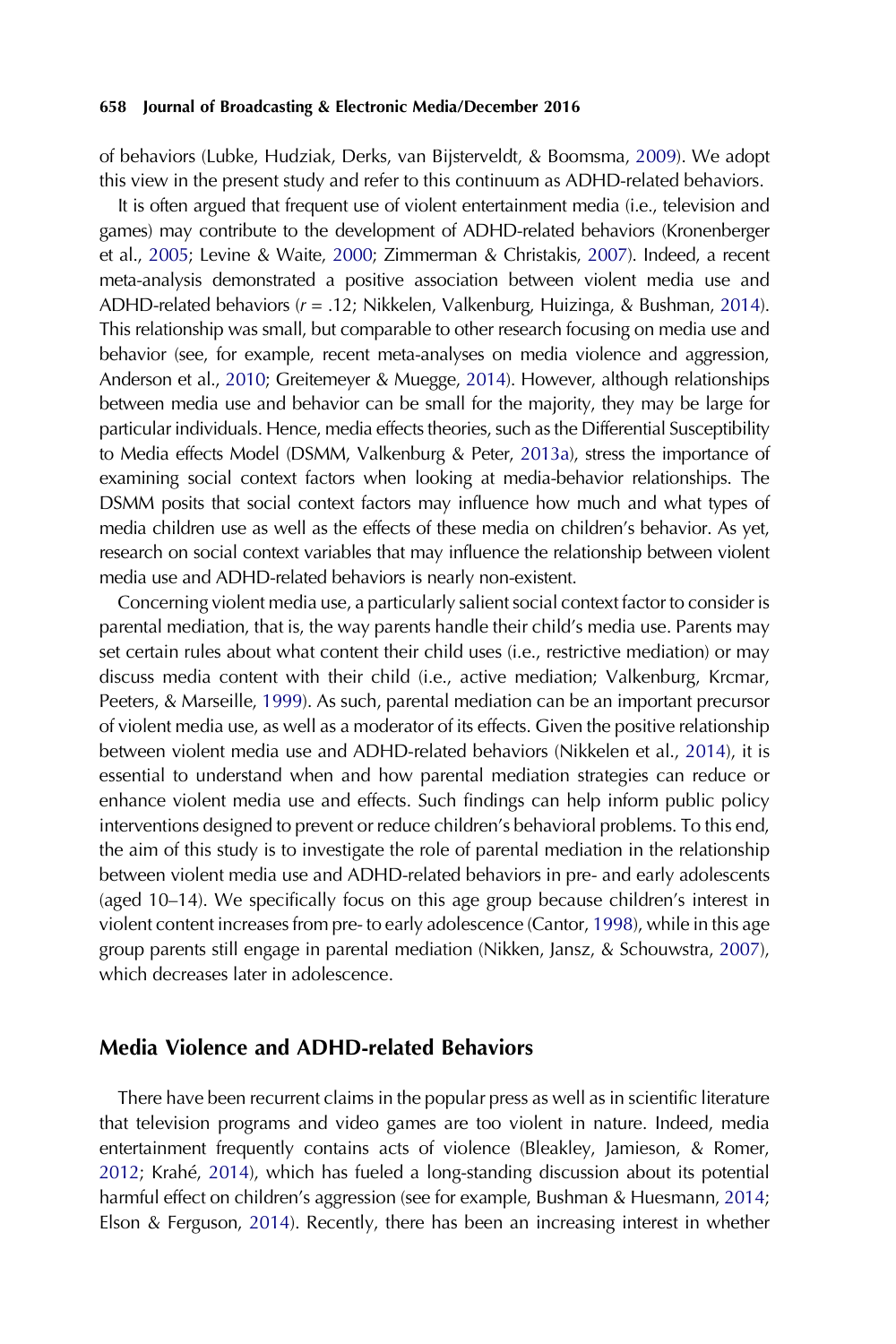of behaviors (Lubke, Hudziak, Derks, van Bijsterveldt, & Boomsma, 2009). We adopt this view in the present study and refer to this continuum as ADHD-related behaviors.

It is often argued that frequent use of violent entertainment media (i.e., television and games) may contribute to the development of ADHD-related behaviors (Kronenberger et al., 2005; Levine & Waite, 2000; Zimmerman & Christakis, 2007). Indeed, a recent meta-analysis demonstrated a positive association between violent media use and ADHD-related behaviors ($r = .12$; Nikkelen, Valkenburg, Huizinga, & Bushman, 2014). This relationship was small, but comparable to other research focusing on media use and behavior (see, for example, recent meta-analyses on media violence and aggression, Anderson et al., 2010; Greitemeyer & Muegge, 2014). However, although relationships between media use and behavior can be small for the majority, they may be large for particular individuals. Hence, media effects theories, such as the Differential Susceptibility to Media effects Model (DSMM, Valkenburg & Peter, 2013a), stress the importance of examining social context factors when looking at media-behavior relationships. The DSMM posits that social context factors may influence how much and what types of media children use as well as the effects of these media on children's behavior. As yet, research on social context variables that may influence the relationship between violent media use and ADHD-related behaviors is nearly non-existent.

Concerning violent media use, a particularly salient social context factor to consider is parental mediation, that is, the way parents handle their child's media use. Parents may set certain rules about what content their child uses (i.e., restrictive mediation) or may discuss media content with their child (i.e., active mediation; Valkenburg, Krcmar, Peeters, & Marseille, 1999). As such, parental mediation can be an important precursor of violent media use, as well as a moderator of its effects. Given the positive relationship between violent media use and ADHD-related behaviors (Nikkelen et al., 2014), it is essential to understand when and how parental mediation strategies can reduce or enhance violent media use and effects. Such findings can help inform public policy interventions designed to prevent or reduce children's behavioral problems. To this end, the aim of this study is to investigate the role of parental mediation in the relationship between violent media use and ADHD-related behaviors in pre- and early adolescents (aged 10–14). We specifically focus on this age group because children's interest in violent content increases from pre- to early adolescence (Cantor, 1998), while in this age group parents still engage in parental mediation (Nikken, Jansz, & Schouwstra, 2007), which decreases later in adolescence.

## Media Violence and ADHD-related Behaviors

There have been recurrent claims in the popular press as well as in scientific literature that television programs and video games are too violent in nature. Indeed, media entertainment frequently contains acts of violence (Bleakley, Jamieson, & Romer, 2012; Krahé, 2014), which has fueled a long-standing discussion about its potential harmful effect on children's aggression (see for example, Bushman & Huesmann, 2014; Elson & Ferguson, 2014). Recently, there has been an increasing interest in whether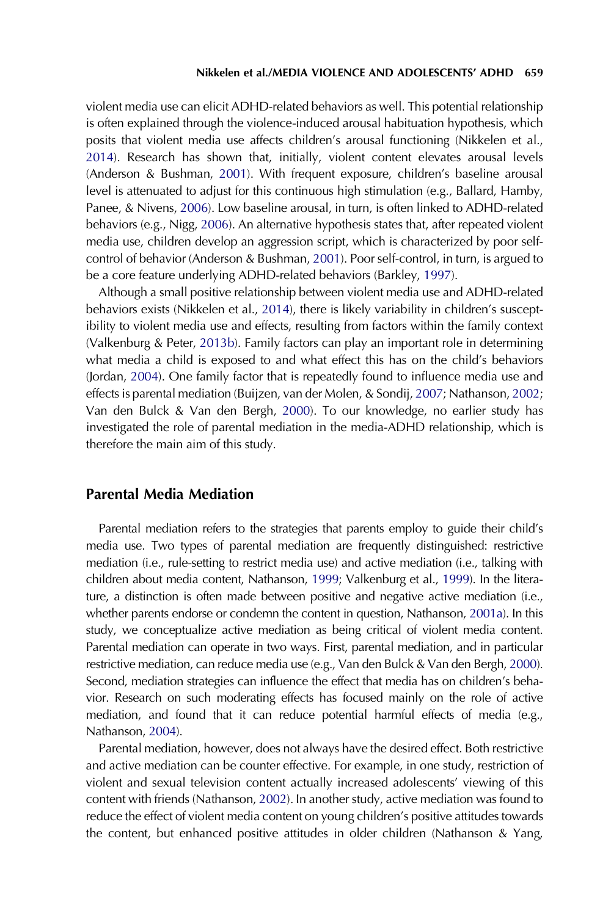violent media use can elicit ADHD-related behaviors as well. This potential relationship is often explained through the violence-induced arousal habituation hypothesis, which posits that violent media use affects children's arousal functioning (Nikkelen et al., 2014). Research has shown that, initially, violent content elevates arousal levels (Anderson & Bushman, 2001). With frequent exposure, children's baseline arousal level is attenuated to adjust for this continuous high stimulation (e.g., Ballard, Hamby, Panee, & Nivens, 2006). Low baseline arousal, in turn, is often linked to ADHD-related behaviors (e.g., Nigg, 2006). An alternative hypothesis states that, after repeated violent media use, children develop an aggression script, which is characterized by poor self-control of behavior (Anderson & Bushman, 2001). Poor self-control, in turn, is argued to be a core feature underlying ADHD-related behaviors (Barkley, 1997).

Although a small positive relationship between violent media use and ADHD-related behaviors exists (Nikkelen et al., 2014), there is likely variability in children's susceptibility to violent media use and effects, resulting from factors within the family context (Valkenburg & Peter, 2013b). Family factors can play an important role in determining what media a child is exposed to and what effect this has on the child's behaviors (Jordan, 2004). One family factor that is repeatedly found to influence media use and effects is parental mediation (Buijzen, van der Molen, & Sondij, 2007; Nathanson, 2002; Van den Bulck & Van den Bergh, 2000). To our knowledge, no earlier study has investigated the role of parental mediation in the media-ADHD relationship, which is therefore the main aim of this study.

## Parental Media Mediation

Parental mediation refers to the strategies that parents employ to guide their child's media use. Two types of parental mediation are frequently distinguished: restrictive mediation (i.e., rule-setting to restrict media use) and active mediation (i.e., talking with children about media content, Nathanson, 1999; Valkenburg et al., 1999). In the literature, a distinction is often made between positive and negative active mediation (i.e., whether parents endorse or condemn the content in question, Nathanson, 2001a). In this study, we conceptualize active mediation as being critical of violent media content. Parental mediation can operate in two ways. First, parental mediation, and in particular restrictive mediation, can reduce media use (e.g., Van den Bulck & Van den Bergh, 2000). Second, mediation strategies can influence the effect that media has on children's behavior. Research on such moderating effects has focused mainly on the role of active mediation, and found that it can reduce potential harmful effects of media (e.g., Nathanson, 2004).

Parental mediation, however, does not always have the desired effect. Both restrictive and active mediation can be counter effective. For example, in one study, restriction of violent and sexual television content actually increased adolescents' viewing of this content with friends (Nathanson, 2002). In another study, active mediation was found to reduce the effect of violent media content on young children's positive attitudes towards the content, but enhanced positive attitudes in older children (Nathanson & Yang,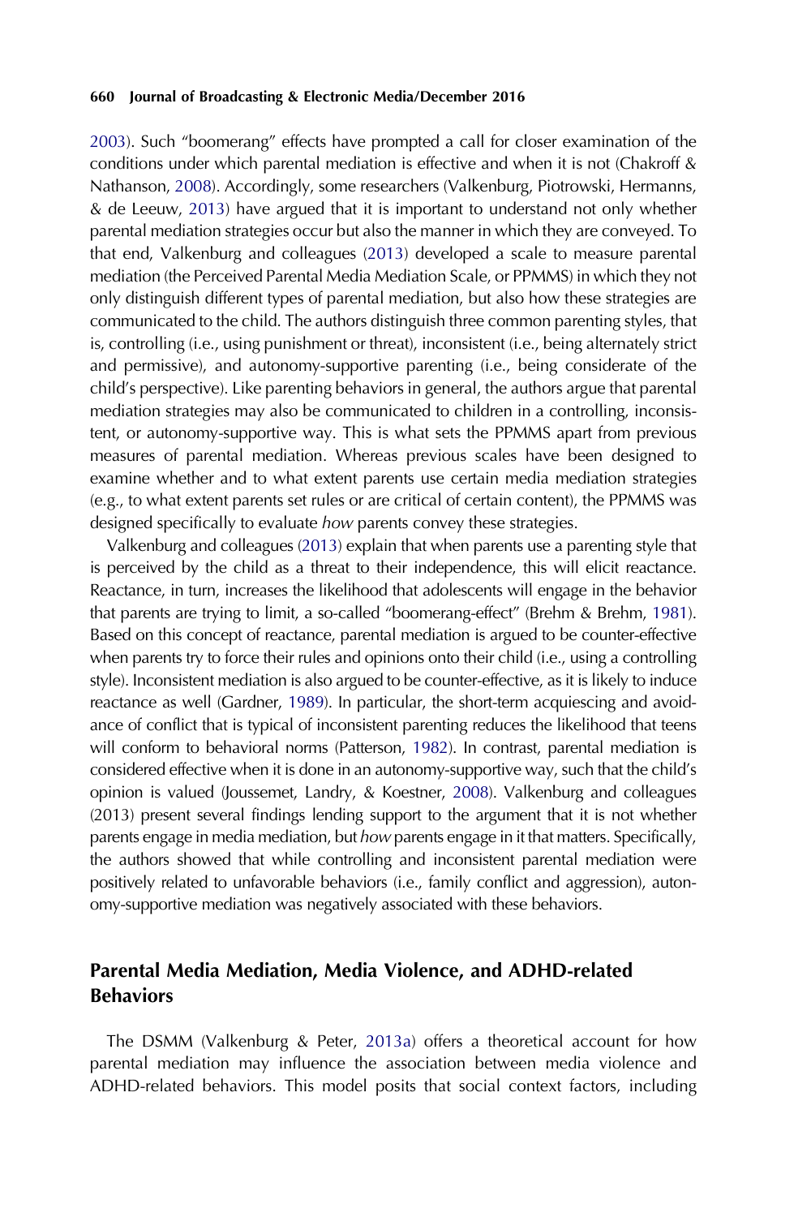2003). Such "boomerang" effects have prompted a call for closer examination of the conditions under which parental mediation is effective and when it is not (Chakroff & Nathanson, 2008). Accordingly, some researchers (Valkenburg, Piotrowski, Hermanns, & de Leeuw, 2013) have argued that it is important to understand not only whether parental mediation strategies occur but also the manner in which they are conveyed. To that end, Valkenburg and colleagues (2013) developed a scale to measure parental mediation (the Perceived Parental Media Mediation Scale, or PPMMS) in which they not only distinguish different types of parental mediation, but also how these strategies are communicated to the child. The authors distinguish three common parenting styles, that is, controlling (i.e., using punishment or threat), inconsistent (i.e., being alternately strict and permissive), and autonomy-supportive parenting (i.e., being considerate of the child's perspective). Like parenting behaviors in general, the authors argue that parental mediation strategies may also be communicated to children in a controlling, inconsistent, or autonomy-supportive way. This is what sets the PPMMS apart from previous measures of parental mediation. Whereas previous scales have been designed to examine whether and to what extent parents use certain media mediation strategies (e.g., to what extent parents set rules or are critical of certain content), the PPMMS was designed specifically to evaluate *how* parents convey these strategies.

Valkenburg and colleagues (2013) explain that when parents use a parenting style that is perceived by the child as a threat to their independence, this will elicit reactance. Reactance, in turn, increases the likelihood that adolescents will engage in the behavior that parents are trying to limit, a so-called "boomerang-effect" (Brehm & Brehm, 1981). Based on this concept of reactance, parental mediation is argued to be counter-effective when parents try to force their rules and opinions onto their child (i.e., using a controlling style). Inconsistent mediation is also argued to be counter-effective, as it is likely to induce reactance as well (Gardner, 1989). In particular, the short-term acquiescing and avoidance of conflict that is typical of inconsistent parenting reduces the likelihood that teens will conform to behavioral norms (Patterson, 1982). In contrast, parental mediation is considered effective when it is done in an autonomy-supportive way, such that the child's opinion is valued (Joussemet, Landry, & Koestner, 2008). Valkenburg and colleagues (2013) present several findings lending support to the argument that it is not whether parents engage in media mediation, but *how* parents engage in it that matters. Specifically, the authors showed that while controlling and inconsistent parental mediation were positively related to unfavorable behaviors (i.e., family conflict and aggression), autonomy-supportive mediation was negatively associated with these behaviors.

## Parental Media Mediation, Media Violence, and ADHD-related Behaviors

The DSMM (Valkenburg & Peter, 2013a) offers a theoretical account for how parental mediation may influence the association between media violence and ADHD-related behaviors. This model posits that social context factors, including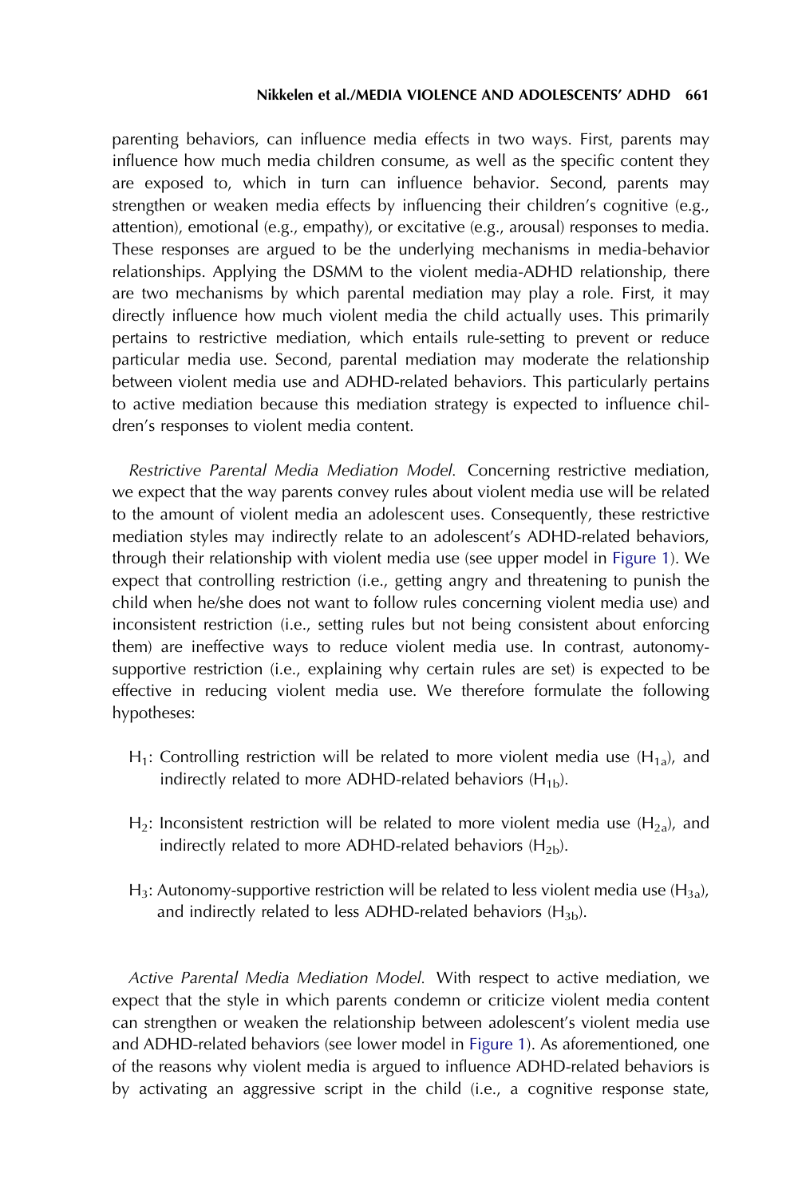parenting behaviors, can influence media effects in two ways. First, parents may influence how much media children consume, as well as the specific content they are exposed to, which in turn can influence behavior. Second, parents may strengthen or weaken media effects by influencing their children's cognitive (e.g., attention), emotional (e.g., empathy), or excitative (e.g., arousal) responses to media. These responses are argued to be the underlying mechanisms in media-behavior relationships. Applying the DSMM to the violent media-ADHD relationship, there are two mechanisms by which parental mediation may play a role. First, it may directly influence how much violent media the child actually uses. This primarily pertains to restrictive mediation, which entails rule-setting to prevent or reduce particular media use. Second, parental mediation may moderate the relationship between violent media use and ADHD-related behaviors. This particularly pertains to active mediation because this mediation strategy is expected to influence children's responses to violent media content.

*Restrictive Parental Media Mediation Model.* Concerning restrictive mediation, we expect that the way parents convey rules about violent media use will be related to the amount of violent media an adolescent uses. Consequently, these restrictive mediation styles may indirectly relate to an adolescent's ADHD-related behaviors, through their relationship with violent media use (see upper model in Figure 1). We expect that controlling restriction (i.e., getting angry and threatening to punish the child when he/she does not want to follow rules concerning violent media use) and inconsistent restriction (i.e., setting rules but not being consistent about enforcing them) are ineffective ways to reduce violent media use. In contrast, autonomy-supportive restriction (i.e., explaining why certain rules are set) is expected to be effective in reducing violent media use. We therefore formulate the following hypotheses:

- $H_1$: Controlling restriction will be related to more violent media use ($H_{1a}$), and indirectly related to more ADHD-related behaviors ($H_{1b}$).
- $H_2$: Inconsistent restriction will be related to more violent media use ($H_{2a}$), and indirectly related to more ADHD-related behaviors ($H_{2b}$).
- $H_3$: Autonomy-supportive restriction will be related to less violent media use ($H_{3a}$), and indirectly related to less ADHD-related behaviors ($H_{3b}$).

*Active Parental Media Mediation Model.* With respect to active mediation, we expect that the style in which parents condemn or criticize violent media content can strengthen or weaken the relationship between adolescent's violent media use and ADHD-related behaviors (see lower model in Figure 1). As aforementioned, one of the reasons why violent media is argued to influence ADHD-related behaviors is by activating an aggressive script in the child (i.e., a cognitive response state,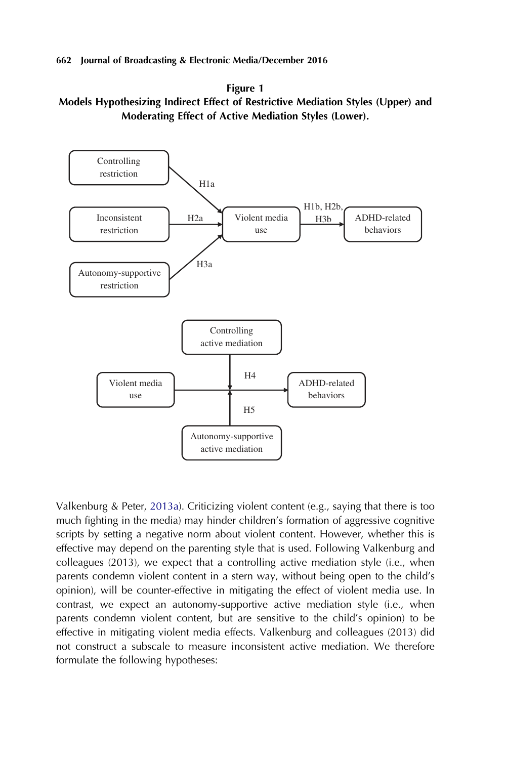**Figure 1**
**Models Hypothesizing Indirect Effect of Restrictive Mediation Styles (Upper) and Moderating Effect of Active Mediation Styles (Lower).**

Controlling restriction

H1a

Inconsistent restriction

H2a

Autonomy-supportive restriction

H3a

Violent media use

H1b, H2b, H3b

ADHD-related behaviors

Controlling active mediation

H4

Violent media use

ADHD-related behaviors

H5

Autonomy-supportive active mediation

Valkenburg & Peter, 2013a). Criticizing violent content (e.g., saying that there is too much fighting in the media) may hinder children's formation of aggressive cognitive scripts by setting a negative norm about violent content. However, whether this is effective may depend on the parenting style that is used. Following Valkenburg and colleagues (2013), we expect that a controlling active mediation style (i.e., when parents condemn violent content in a stern way, without being open to the child's opinion), will be counter-effective in mitigating the effect of violent media use. In contrast, we expect an autonomy-supportive active mediation style (i.e., when parents condemn violent content, but are sensitive to the child's opinion) to be effective in mitigating violent media effects. Valkenburg and colleagues (2013) did not construct a subscale to measure inconsistent active mediation. We therefore formulate the following hypotheses: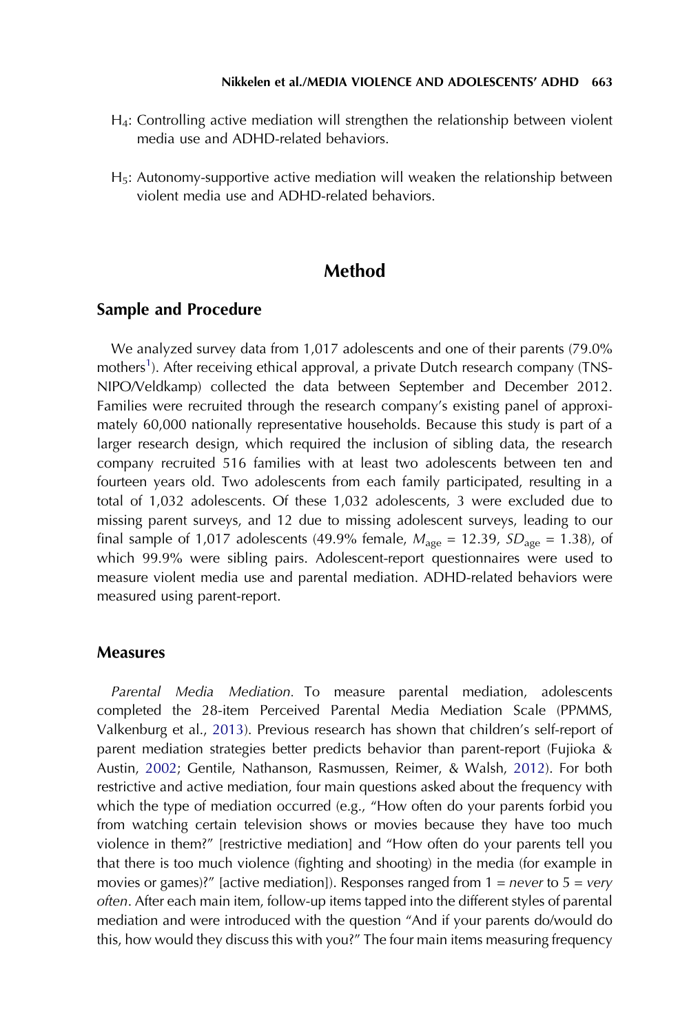$H_4$: Controlling active mediation will strengthen the relationship between violent media use and ADHD-related behaviors.

$H_5$: Autonomy-supportive active mediation will weaken the relationship between violent media use and ADHD-related behaviors.

# Method

## Sample and Procedure

We analyzed survey data from 1,017 adolescents and one of their parents (79.0% mothers[1]). After receiving ethical approval, a private Dutch research company (TNS-NIPO/Veldkamp) collected the data between September and December 2012. Families were recruited through the research company's existing panel of approximately 60,000 nationally representative households. Because this study is part of a larger research design, which required the inclusion of sibling data, the research company recruited 516 families with at least two adolescents between ten and fourteen years old. Two adolescents from each family participated, resulting in a total of 1,032 adolescents. Of these 1,032 adolescents, 3 were excluded due to missing parent surveys, and 12 due to missing adolescent surveys, leading to our final sample of 1,017 adolescents (49.9% female, $M_{age}$ = 12.39, $SD_{age}$ = 1.38), of which 99.9% were sibling pairs. Adolescent-report questionnaires were used to measure violent media use and parental mediation. ADHD-related behaviors were measured using parent-report.

## Measures

*Parental Media Mediation.* To measure parental mediation, adolescents completed the 28-item Perceived Parental Media Mediation Scale (PPMMS, Valkenburg et al., 2013). Previous research has shown that children's self-report of parent mediation strategies better predicts behavior than parent-report (Fujioka & Austin, 2002; Gentile, Nathanson, Rasmussen, Reimer, & Walsh, 2012). For both restrictive and active mediation, four main questions asked about the frequency with which the type of mediation occurred (e.g., "How often do your parents forbid you from watching certain television shows or movies because they have too much violence in them?" [restrictive mediation] and "How often do your parents tell you that there is too much violence (fighting and shooting) in the media (for example in movies or games)?" [active mediation]). Responses ranged from 1 = *never* to 5 = *very often*. After each main item, follow-up items tapped into the different styles of parental mediation and were introduced with the question "And if your parents do/would do this, how would they discuss this with you?" The four main items measuring frequency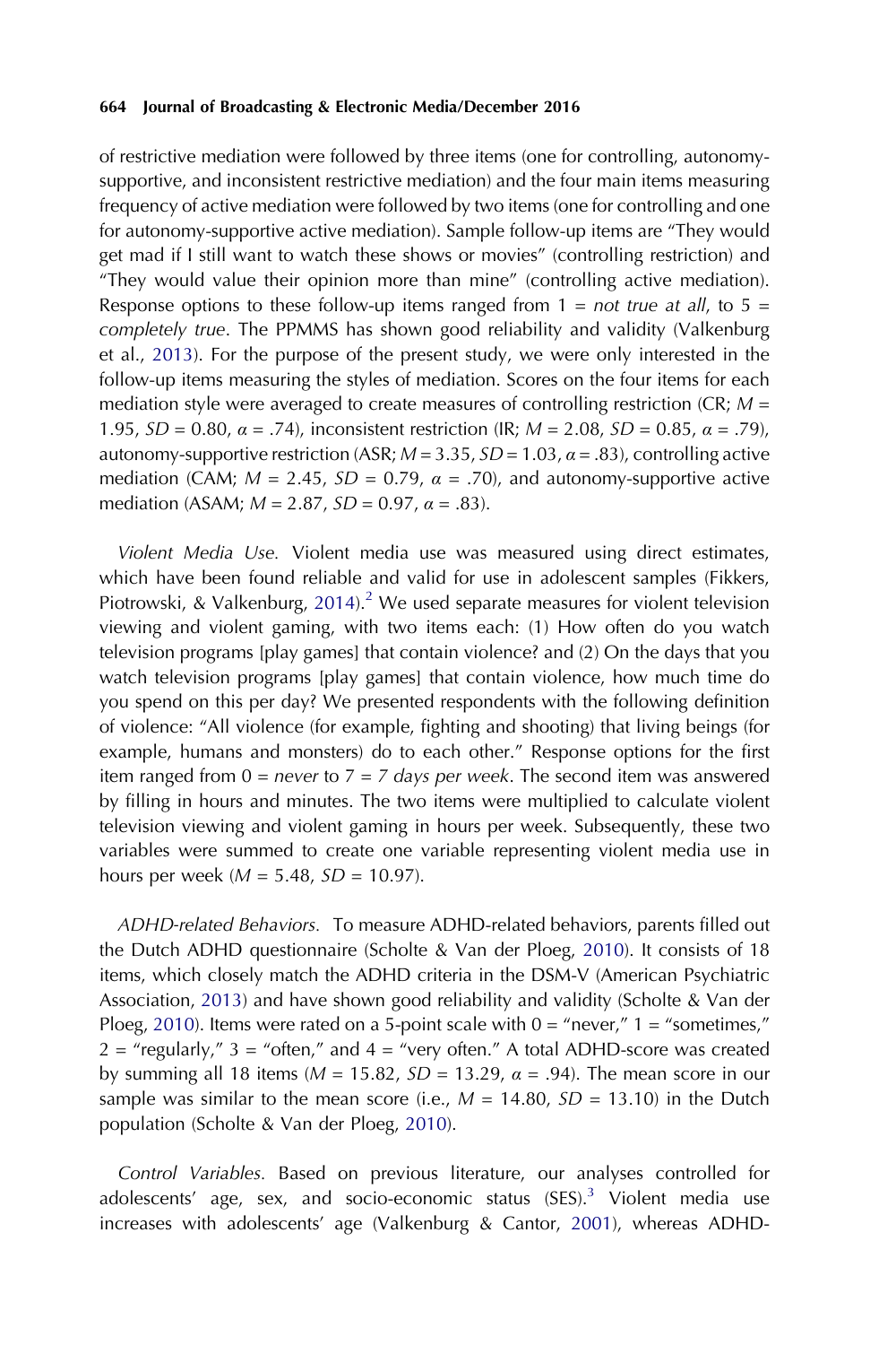of restrictive mediation were followed by three items (one for controlling, autonomy-supportive, and inconsistent restrictive mediation) and the four main items measuring frequency of active mediation were followed by two items (one for controlling and one for autonomy-supportive active mediation). Sample follow-up items are "They would get mad if I still want to watch these shows or movies" (controlling restriction) and "They would value their opinion more than mine" (controlling active mediation). Response options to these follow-up items ranged from 1 = *not true at all*, to 5 = *completely true*. The PPMMS has shown good reliability and validity (Valkenburg et al., 2013). For the purpose of the present study, we were only interested in the follow-up items measuring the styles of mediation. Scores on the four items for each mediation style were averaged to create measures of controlling restriction (CR; $M$ = 1.95, $SD$ = 0.80, $\alpha$ = .74), inconsistent restriction (IR; $M$ = 2.08, $SD$ = 0.85, $\alpha$ = .79), autonomy-supportive restriction (ASR; $M$ = 3.35, $SD$ = 1.03, $\alpha$ = .83), controlling active mediation (CAM; $M$ = 2.45, $SD$ = 0.79, $\alpha$ = .70), and autonomy-supportive active mediation (ASAM; $M$ = 2.87, $SD$ = 0.97, $\alpha$ = .83).

*Violent Media Use.* Violent media use was measured using direct estimates, which have been found reliable and valid for use in adolescent samples (Fikkers, Piotrowski, & Valkenburg, 2014).[2] We used separate measures for violent television viewing and violent gaming, with two items each: (1) How often do you watch television programs [play games] that contain violence? and (2) On the days that you watch television programs [play games] that contain violence, how much time do you spend on this per day? We presented respondents with the following definition of violence: "All violence (for example, fighting and shooting) that living beings (for example, humans and monsters) do to each other." Response options for the first item ranged from 0 = *never* to 7 = *7 days per week*. The second item was answered by filling in hours and minutes. The two items were multiplied to calculate violent television viewing and violent gaming in hours per week. Subsequently, these two variables were summed to create one variable representing violent media use in hours per week ($M$ = 5.48, $SD$ = 10.97).

*ADHD-related Behaviors.* To measure ADHD-related behaviors, parents filled out the Dutch ADHD questionnaire (Scholte & Van der Ploeg, 2010). It consists of 18 items, which closely match the ADHD criteria in the DSM-V (American Psychiatric Association, 2013) and have shown good reliability and validity (Scholte & Van der Ploeg, 2010). Items were rated on a 5-point scale with 0 = "never," 1 = "sometimes," 2 = "regularly," 3 = "often," and 4 = "very often." A total ADHD-score was created by summing all 18 items ($M$ = 15.82, $SD$ = 13.29, $\alpha$ = .94). The mean score in our sample was similar to the mean score (i.e., $M$ = 14.80, $SD$ = 13.10) in the Dutch population (Scholte & Van der Ploeg, 2010).

*Control Variables.* Based on previous literature, our analyses controlled for adolescents' age, sex, and socio-economic status (SES).[3] Violent media use increases with adolescents' age (Valkenburg & Cantor, 2001), whereas ADHD-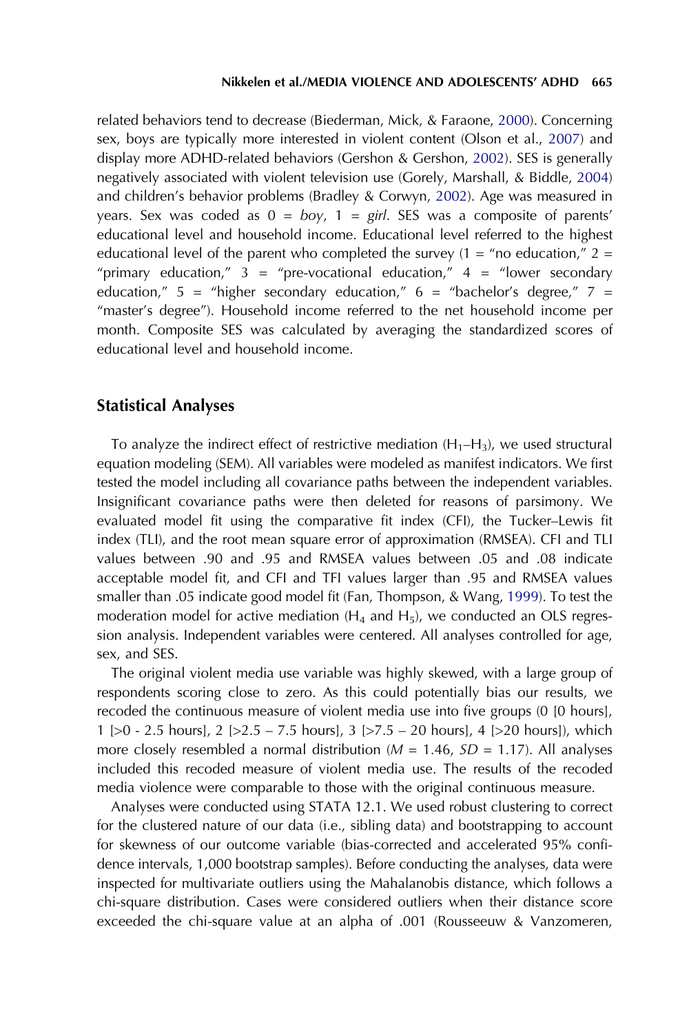related behaviors tend to decrease (Biederman, Mick, & Faraone, 2000). Concerning sex, boys are typically more interested in violent content (Olson et al., 2007) and display more ADHD-related behaviors (Gershon & Gershon, 2002). SES is generally negatively associated with violent television use (Gorely, Marshall, & Biddle, 2004) and children's behavior problems (Bradley & Corwyn, 2002). Age was measured in years. Sex was coded as 0 = *boy*, 1 = *girl*. SES was a composite of parents' educational level and household income. Educational level referred to the highest educational level of the parent who completed the survey (1 = "no education," 2 = "primary education," 3 = "pre-vocational education," 4 = "lower secondary education," 5 = "higher secondary education," 6 = "bachelor's degree," 7 = "master's degree"). Household income referred to the net household income per month. Composite SES was calculated by averaging the standardized scores of educational level and household income.

## Statistical Analyses

To analyze the indirect effect of restrictive mediation ($H_1$–$H_3$), we used structural equation modeling (SEM). All variables were modeled as manifest indicators. We first tested the model including all covariance paths between the independent variables. Insignificant covariance paths were then deleted for reasons of parsimony. We evaluated model fit using the comparative fit index (CFI), the Tucker–Lewis fit index (TLI), and the root mean square error of approximation (RMSEA). CFI and TLI values between .90 and .95 and RMSEA values between .05 and .08 indicate acceptable model fit, and CFI and TFI values larger than .95 and RMSEA values smaller than .05 indicate good model fit (Fan, Thompson, & Wang, 1999). To test the moderation model for active mediation ($H_4$ and $H_5$), we conducted an OLS regression analysis. Independent variables were centered. All analyses controlled for age, sex, and SES.

The original violent media use variable was highly skewed, with a large group of respondents scoring close to zero. As this could potentially bias our results, we recoded the continuous measure of violent media use into five groups (0 [0 hours], 1 [>0 - 2.5 hours], 2 [>2.5 – 7.5 hours], 3 [>7.5 – 20 hours], 4 [>20 hours]), which more closely resembled a normal distribution ($M$ = 1.46, $SD$ = 1.17). All analyses included this recoded measure of violent media use. The results of the recoded media violence were comparable to those with the original continuous measure.

Analyses were conducted using STATA 12.1. We used robust clustering to correct for the clustered nature of our data (i.e., sibling data) and bootstrapping to account for skewness of our outcome variable (bias-corrected and accelerated 95% confidence intervals, 1,000 bootstrap samples). Before conducting the analyses, data were inspected for multivariate outliers using the Mahalanobis distance, which follows a chi-square distribution. Cases were considered outliers when their distance score exceeded the chi-square value at an alpha of .001 (Rousseeuw & Vanzomeren,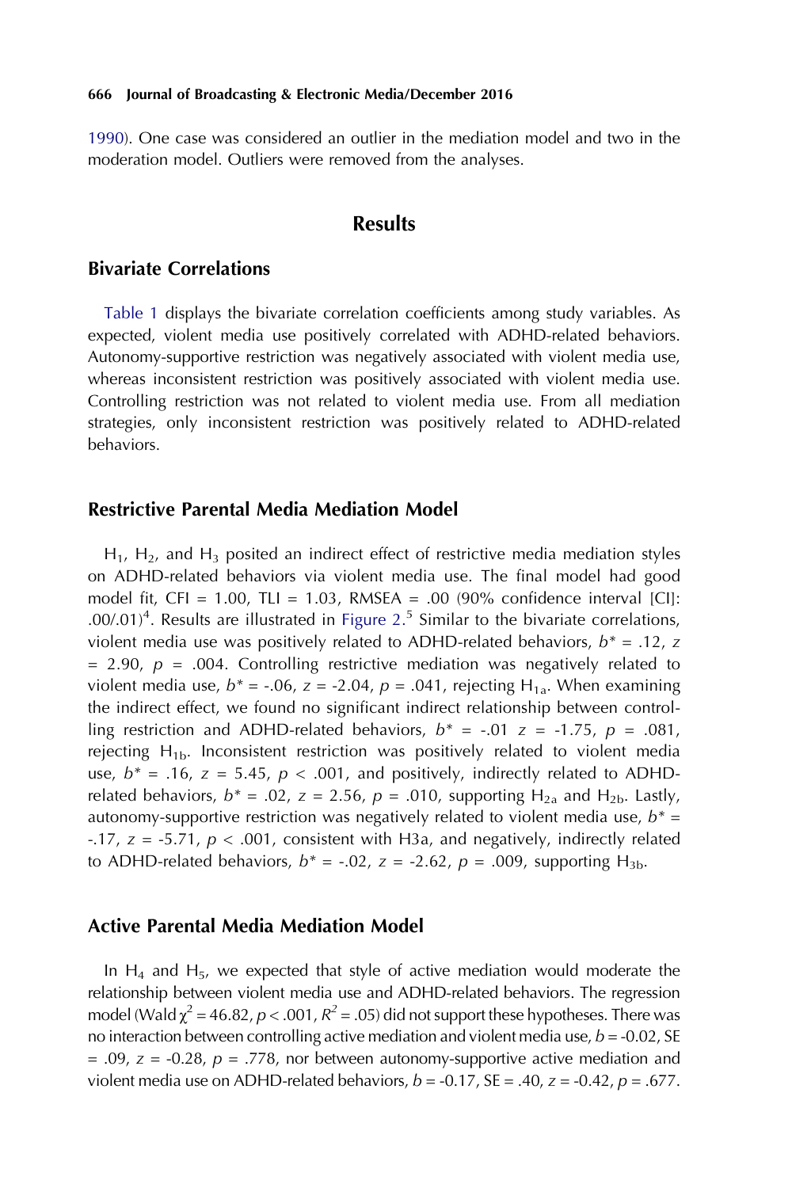1990). One case was considered an outlier in the mediation model and two in the moderation model. Outliers were removed from the analyses.

## Results

### Bivariate Correlations

Table 1 displays the bivariate correlation coefficients among study variables. As expected, violent media use positively correlated with ADHD-related behaviors. Autonomy-supportive restriction was negatively associated with violent media use, whereas inconsistent restriction was positively associated with violent media use. Controlling restriction was not related to violent media use. From all mediation strategies, only inconsistent restriction was positively related to ADHD-related behaviors.

### Restrictive Parental Media Mediation Model

$H_1$, $H_2$, and $H_3$ posited an indirect effect of restrictive media mediation styles on ADHD-related behaviors via violent media use. The final model had good model fit, CFI = 1.00, TLI = 1.03, RMSEA = .00 (90% confidence interval [CI]: .00/.01)[4]. Results are illustrated in Figure 2.[5] Similar to the bivariate correlations, violent media use was positively related to ADHD-related behaviors, $b^* = .12$, $z = 2.90$, $p = .004$. Controlling restrictive mediation was negatively related to violent media use, $b^* = -.06$, $z = -2.04$, $p = .041$, rejecting $H_{1a}$. When examining the indirect effect, we found no significant indirect relationship between controlling restriction and ADHD-related behaviors, $b^* = -.01$ $z = -1.75$, $p = .081$, rejecting $H_{1b}$. Inconsistent restriction was positively related to violent media use, $b^* = .16$, $z = 5.45$, $p < .001$, and positively, indirectly related to ADHD-related behaviors, $b^* = .02$, $z = 2.56$, $p = .010$, supporting $H_{2a}$ and $H_{2b}$. Lastly, autonomy-supportive restriction was negatively related to violent media use, $b^* = -.17$, $z = -5.71$, $p < .001$, consistent with H3a, and negatively, indirectly related to ADHD-related behaviors, $b^* = -.02$, $z = -2.62$, $p = .009$, supporting $H_{3b}$.

### Active Parental Media Mediation Model

In $H_4$ and $H_5$, we expected that style of active mediation would moderate the relationship between violent media use and ADHD-related behaviors. The regression model (Wald $\chi^2 = 46.82$, $p < .001$, $R^2 = .05$) did not support these hypotheses. There was no interaction between controlling active mediation and violent media use, $b = -0.02$, SE = .09, $z = -0.28$, $p = .778$, nor between autonomy-supportive active mediation and violent media use on ADHD-related behaviors, $b = -0.17$, SE = .40, $z = -0.42$, $p = .677$.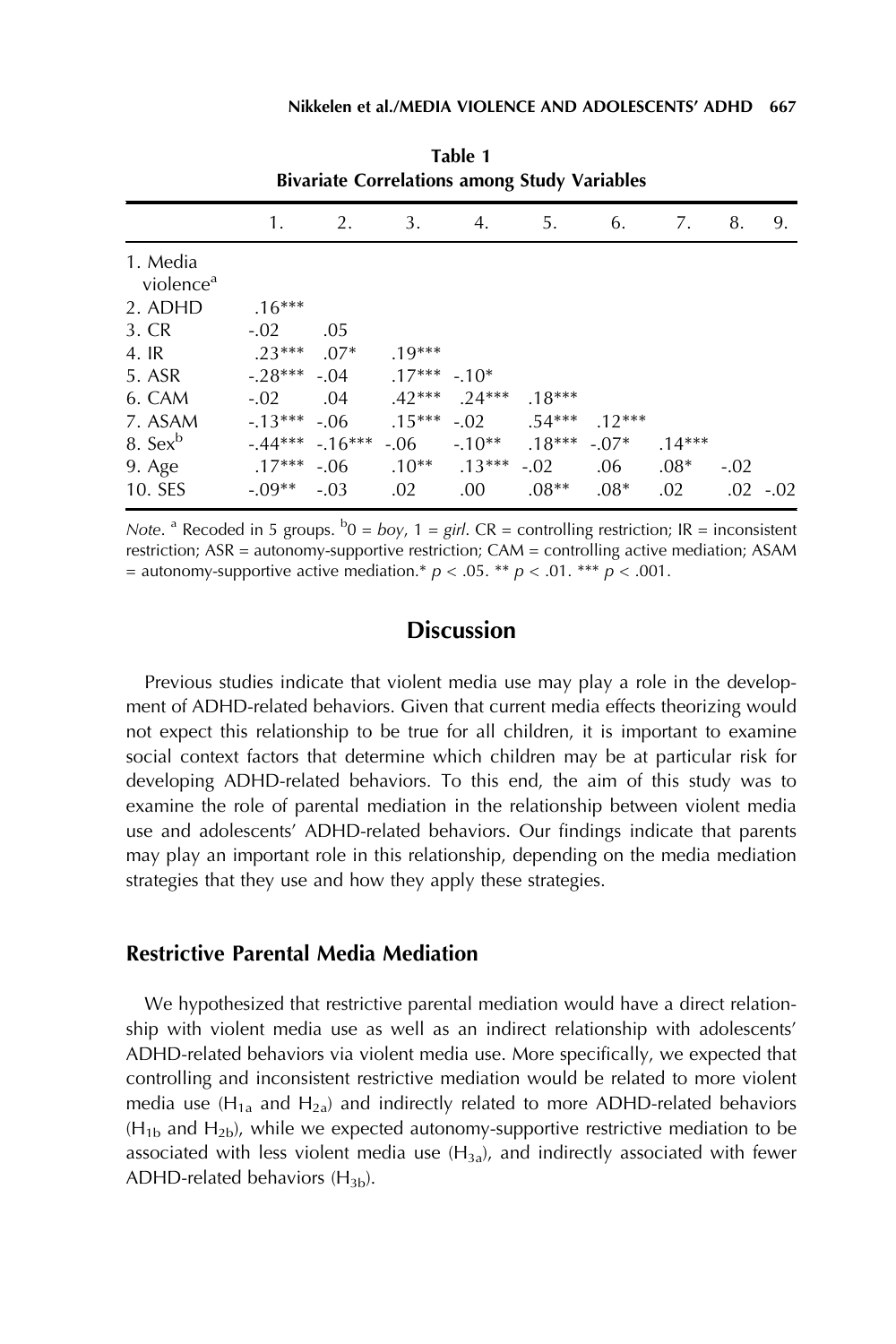**Table 1**
**Bivariate Correlations among Study Variables**

| | 1. | 2. | 3. | 4. | 5. | 6. | 7. | 8. | 9. |
|---|---|---|---|---|---|---|---|---|---|
| 1. Media violence[a] | | | | | | | | | |
| 2. ADHD | .16*** | | | | | | | | |
| 3. CR | -.02 | .05 | | | | | | | |
| 4. IR | .23*** | .07* | .19*** | | | | | | |
| 5. ASR | -.28*** | -.04 | .17*** | -.10* | | | | | |
| 6. CAM | -.02 | .04 | .42*** | .24*** | .18*** | | | | |
| 7. ASAM | -.13*** | -.06 | .15*** | -.02 | .54*** | .12*** | | | |
| 8. Sex[b] | -.44*** | -.16*** | -.06 | -.10** | .18*** | -.07* | .14*** | | |
| 9. Age | .17*** | -.06 | .10** | .13*** | -.02 | .06 | .08* | -.02 | |
| 10. SES | -.09** | -.03 | .02 | .00 | .08** | .08* | .02 | .02 | -.02 |

*Note*. [a] Recoded in 5 groups. [b]0 = *boy*, 1 = *girl*. CR = controlling restriction; IR = inconsistent restriction; ASR = autonomy-supportive restriction; CAM = controlling active mediation; ASAM = autonomy-supportive active mediation.* $p < .05$. ** $p < .01$. *** $p < .001$.

## Discussion

Previous studies indicate that violent media use may play a role in the development of ADHD-related behaviors. Given that current media effects theorizing would not expect this relationship to be true for all children, it is important to examine social context factors that determine which children may be at particular risk for developing ADHD-related behaviors. To this end, the aim of this study was to examine the role of parental mediation in the relationship between violent media use and adolescents' ADHD-related behaviors. Our findings indicate that parents may play an important role in this relationship, depending on the media mediation strategies that they use and how they apply these strategies.

### Restrictive Parental Media Mediation

We hypothesized that restrictive parental mediation would have a direct relationship with violent media use as well as an indirect relationship with adolescents' ADHD-related behaviors via violent media use. More specifically, we expected that controlling and inconsistent restrictive mediation would be related to more violent media use ($H_{1a}$ and $H_{2a}$) and indirectly related to more ADHD-related behaviors ($H_{1b}$ and $H_{2b}$), while we expected autonomy-supportive restrictive mediation to be associated with less violent media use ($H_{3a}$), and indirectly associated with fewer ADHD-related behaviors ($H_{3b}$).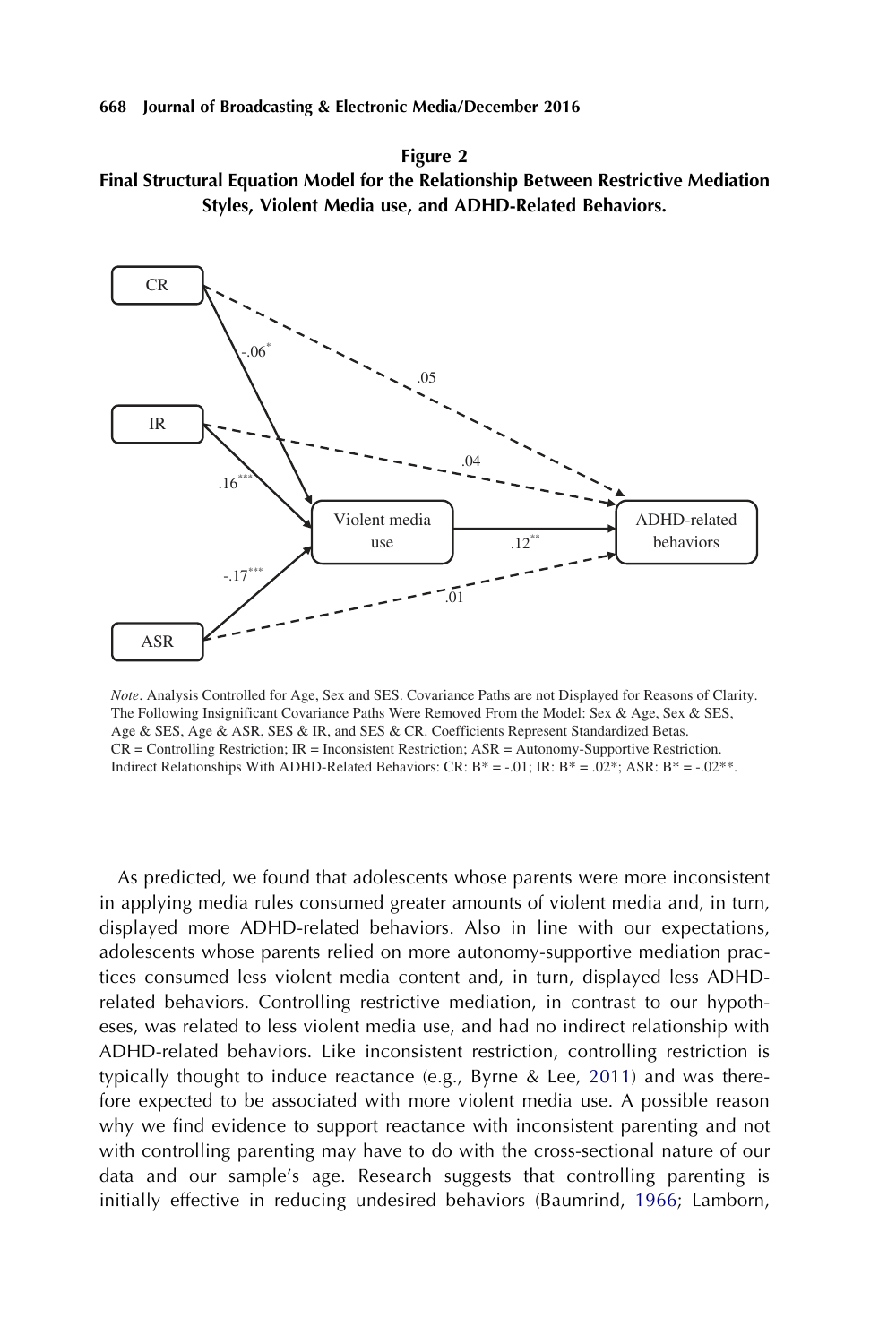**Figure 2**
**Final Structural Equation Model for the Relationship Between Restrictive Mediation Styles, Violent Media use, and ADHD-Related Behaviors.**

*Note*. Analysis Controlled for Age, Sex and SES. Covariance Paths are not Displayed for Reasons of Clarity. The Following Insignificant Covariance Paths Were Removed From the Model: Sex & Age, Sex & SES, Age & SES, Age & ASR, SES & IR, and SES & CR. Coefficients Represent Standardized Betas. CR = Controlling Restriction; IR = Inconsistent Restriction; ASR = Autonomy-Supportive Restriction. Indirect Relationships With ADHD-Related Behaviors: CR: B* = -.01; IR: B* = .02*; ASR: B* = -.02**.

As predicted, we found that adolescents whose parents were more inconsistent in applying media rules consumed greater amounts of violent media and, in turn, displayed more ADHD-related behaviors. Also in line with our expectations, adolescents whose parents relied on more autonomy-supportive mediation practices consumed less violent media content and, in turn, displayed less ADHD-related behaviors. Controlling restrictive mediation, in contrast to our hypotheses, was related to less violent media use, and had no indirect relationship with ADHD-related behaviors. Like inconsistent restriction, controlling restriction is typically thought to induce reactance (e.g., Byrne & Lee, 2011) and was therefore expected to be associated with more violent media use. A possible reason why we find evidence to support reactance with inconsistent parenting and not with controlling parenting may have to do with the cross-sectional nature of our data and our sample's age. Research suggests that controlling parenting is initially effective in reducing undesired behaviors (Baumrind, 1966; Lamborn,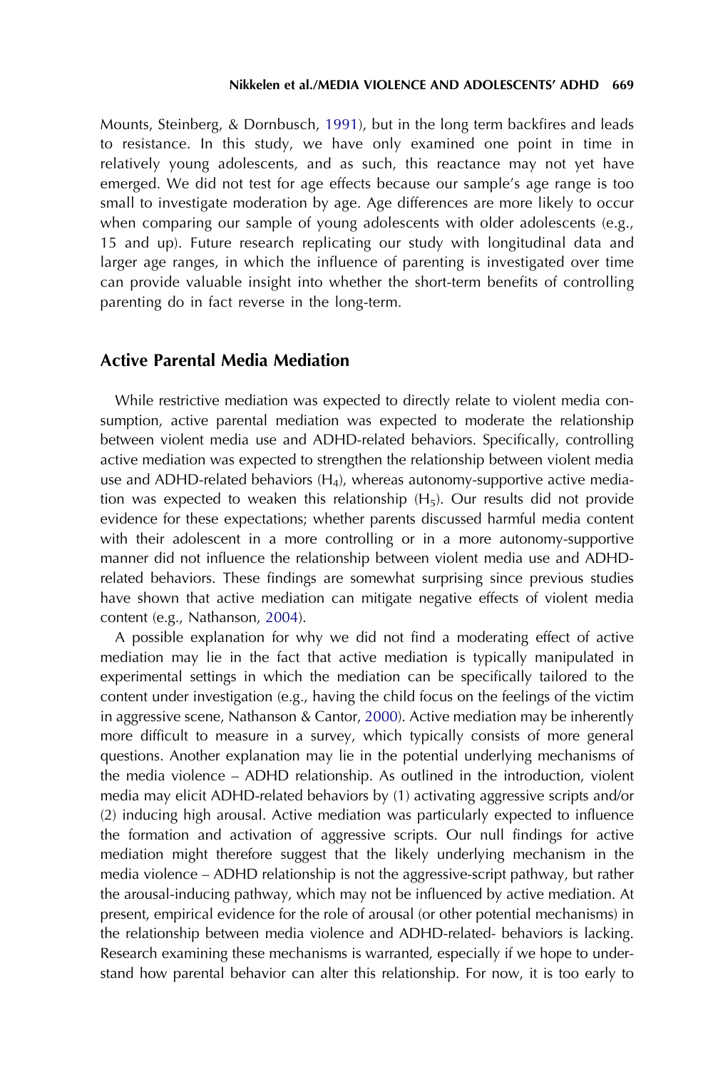Mounts, Steinberg, & Dornbusch, 1991), but in the long term backfires and leads to resistance. In this study, we have only examined one point in time in relatively young adolescents, and as such, this reactance may not yet have emerged. We did not test for age effects because our sample's age range is too small to investigate moderation by age. Age differences are more likely to occur when comparing our sample of young adolescents with older adolescents (e.g., 15 and up). Future research replicating our study with longitudinal data and larger age ranges, in which the influence of parenting is investigated over time can provide valuable insight into whether the short-term benefits of controlling parenting do in fact reverse in the long-term.

## Active Parental Media Mediation

While restrictive mediation was expected to directly relate to violent media consumption, active parental mediation was expected to moderate the relationship between violent media use and ADHD-related behaviors. Specifically, controlling active mediation was expected to strengthen the relationship between violent media use and ADHD-related behaviors ($H_4$), whereas autonomy-supportive active mediation was expected to weaken this relationship ($H_5$). Our results did not provide evidence for these expectations; whether parents discussed harmful media content with their adolescent in a more controlling or in a more autonomy-supportive manner did not influence the relationship between violent media use and ADHD-related behaviors. These findings are somewhat surprising since previous studies have shown that active mediation can mitigate negative effects of violent media content (e.g., Nathanson, 2004).

A possible explanation for why we did not find a moderating effect of active mediation may lie in the fact that active mediation is typically manipulated in experimental settings in which the mediation can be specifically tailored to the content under investigation (e.g., having the child focus on the feelings of the victim in aggressive scene, Nathanson & Cantor, 2000). Active mediation may be inherently more difficult to measure in a survey, which typically consists of more general questions. Another explanation may lie in the potential underlying mechanisms of the media violence – ADHD relationship. As outlined in the introduction, violent media may elicit ADHD-related behaviors by (1) activating aggressive scripts and/or (2) inducing high arousal. Active mediation was particularly expected to influence the formation and activation of aggressive scripts. Our null findings for active mediation might therefore suggest that the likely underlying mechanism in the media violence – ADHD relationship is not the aggressive-script pathway, but rather the arousal-inducing pathway, which may not be influenced by active mediation. At present, empirical evidence for the role of arousal (or other potential mechanisms) in the relationship between media violence and ADHD-related- behaviors is lacking. Research examining these mechanisms is warranted, especially if we hope to understand how parental behavior can alter this relationship. For now, it is too early to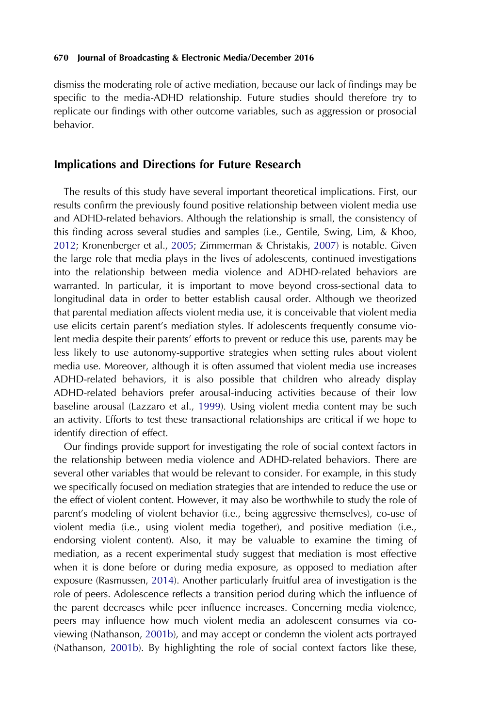dismiss the moderating role of active mediation, because our lack of findings may be specific to the media-ADHD relationship. Future studies should therefore try to replicate our findings with other outcome variables, such as aggression or prosocial behavior.

## Implications and Directions for Future Research

The results of this study have several important theoretical implications. First, our results confirm the previously found positive relationship between violent media use and ADHD-related behaviors. Although the relationship is small, the consistency of this finding across several studies and samples (i.e., Gentile, Swing, Lim, & Khoo, 2012; Kronenberger et al., 2005; Zimmerman & Christakis, 2007) is notable. Given the large role that media plays in the lives of adolescents, continued investigations into the relationship between media violence and ADHD-related behaviors are warranted. In particular, it is important to move beyond cross-sectional data to longitudinal data in order to better establish causal order. Although we theorized that parental mediation affects violent media use, it is conceivable that violent media use elicits certain parent's mediation styles. If adolescents frequently consume violent media despite their parents' efforts to prevent or reduce this use, parents may be less likely to use autonomy-supportive strategies when setting rules about violent media use. Moreover, although it is often assumed that violent media use increases ADHD-related behaviors, it is also possible that children who already display ADHD-related behaviors prefer arousal-inducing activities because of their low baseline arousal (Lazzaro et al., 1999). Using violent media content may be such an activity. Efforts to test these transactional relationships are critical if we hope to identify direction of effect.

Our findings provide support for investigating the role of social context factors in the relationship between media violence and ADHD-related behaviors. There are several other variables that would be relevant to consider. For example, in this study we specifically focused on mediation strategies that are intended to reduce the use or the effect of violent content. However, it may also be worthwhile to study the role of parent's modeling of violent behavior (i.e., being aggressive themselves), co-use of violent media (i.e., using violent media together), and positive mediation (i.e., endorsing violent content). Also, it may be valuable to examine the timing of mediation, as a recent experimental study suggest that mediation is most effective when it is done before or during media exposure, as opposed to mediation after exposure (Rasmussen, 2014). Another particularly fruitful area of investigation is the role of peers. Adolescence reflects a transition period during which the influence of the parent decreases while peer influence increases. Concerning media violence, peers may influence how much violent media an adolescent consumes via co-viewing (Nathanson, 2001b), and may accept or condemn the violent acts portrayed (Nathanson, 2001b). By highlighting the role of social context factors like these,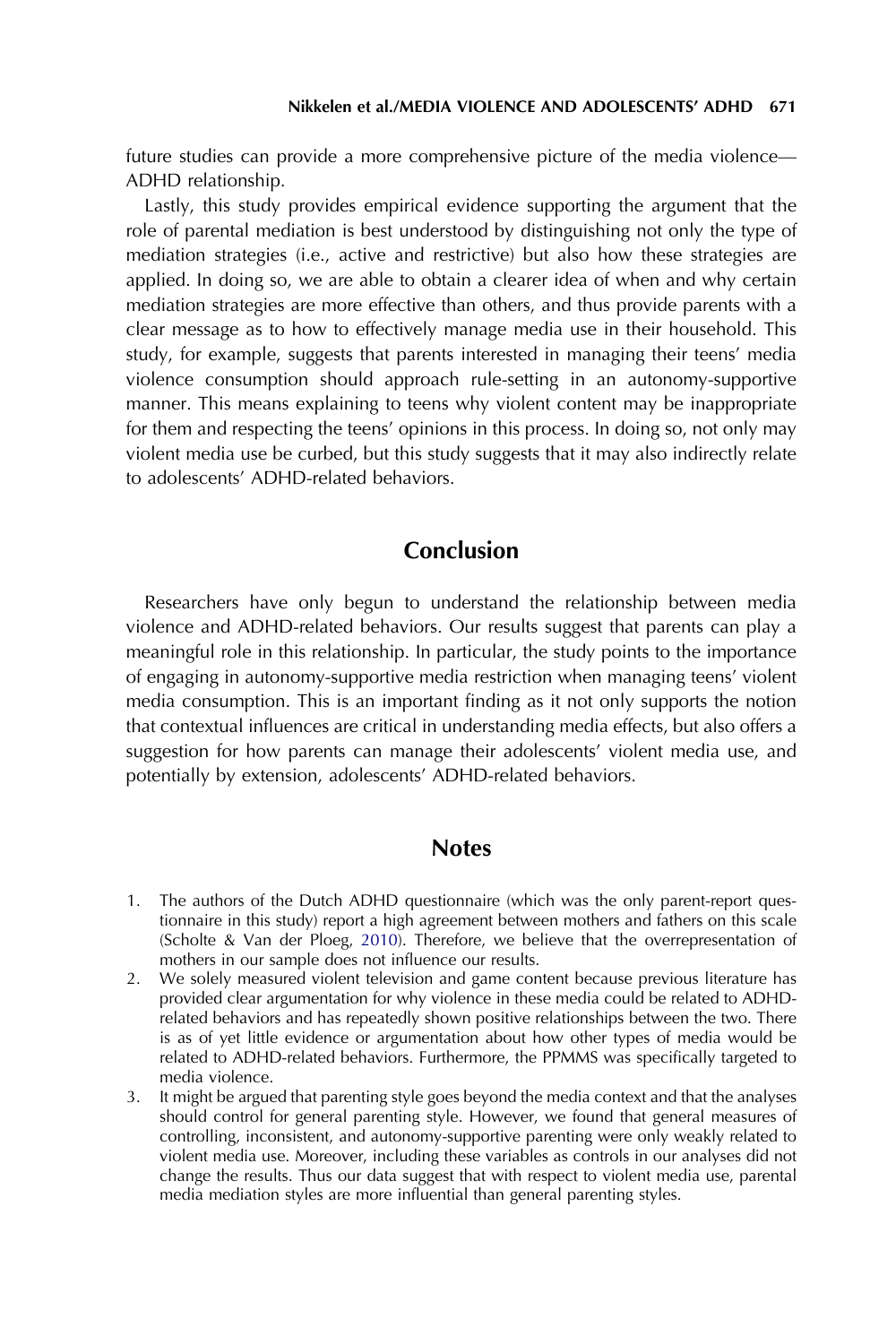future studies can provide a more comprehensive picture of the media violence—ADHD relationship.

Lastly, this study provides empirical evidence supporting the argument that the role of parental mediation is best understood by distinguishing not only the type of mediation strategies (i.e., active and restrictive) but also how these strategies are applied. In doing so, we are able to obtain a clearer idea of when and why certain mediation strategies are more effective than others, and thus provide parents with a clear message as to how to effectively manage media use in their household. This study, for example, suggests that parents interested in managing their teens' media violence consumption should approach rule-setting in an autonomy-supportive manner. This means explaining to teens why violent content may be inappropriate for them and respecting the teens' opinions in this process. In doing so, not only may violent media use be curbed, but this study suggests that it may also indirectly relate to adolescents' ADHD-related behaviors.

## Conclusion

Researchers have only begun to understand the relationship between media violence and ADHD-related behaviors. Our results suggest that parents can play a meaningful role in this relationship. In particular, the study points to the importance of engaging in autonomy-supportive media restriction when managing teens' violent media consumption. This is an important finding as it not only supports the notion that contextual influences are critical in understanding media effects, but also offers a suggestion for how parents can manage their adolescents' violent media use, and potentially by extension, adolescents' ADHD-related behaviors.

## Notes

1. The authors of the Dutch ADHD questionnaire (which was the only parent-report questionnaire in this study) report a high agreement between mothers and fathers on this scale (Scholte & Van der Ploeg, 2010). Therefore, we believe that the overrepresentation of mothers in our sample does not influence our results.
2. We solely measured violent television and game content because previous literature has provided clear argumentation for why violence in these media could be related to ADHD-related behaviors and has repeatedly shown positive relationships between the two. There is as of yet little evidence or argumentation about how other types of media would be related to ADHD-related behaviors. Furthermore, the PPMMS was specifically targeted to media violence.
3. It might be argued that parenting style goes beyond the media context and that the analyses should control for general parenting style. However, we found that general measures of controlling, inconsistent, and autonomy-supportive parenting were only weakly related to violent media use. Moreover, including these variables as controls in our analyses did not change the results. Thus our data suggest that with respect to violent media use, parental media mediation styles are more influential than general parenting styles.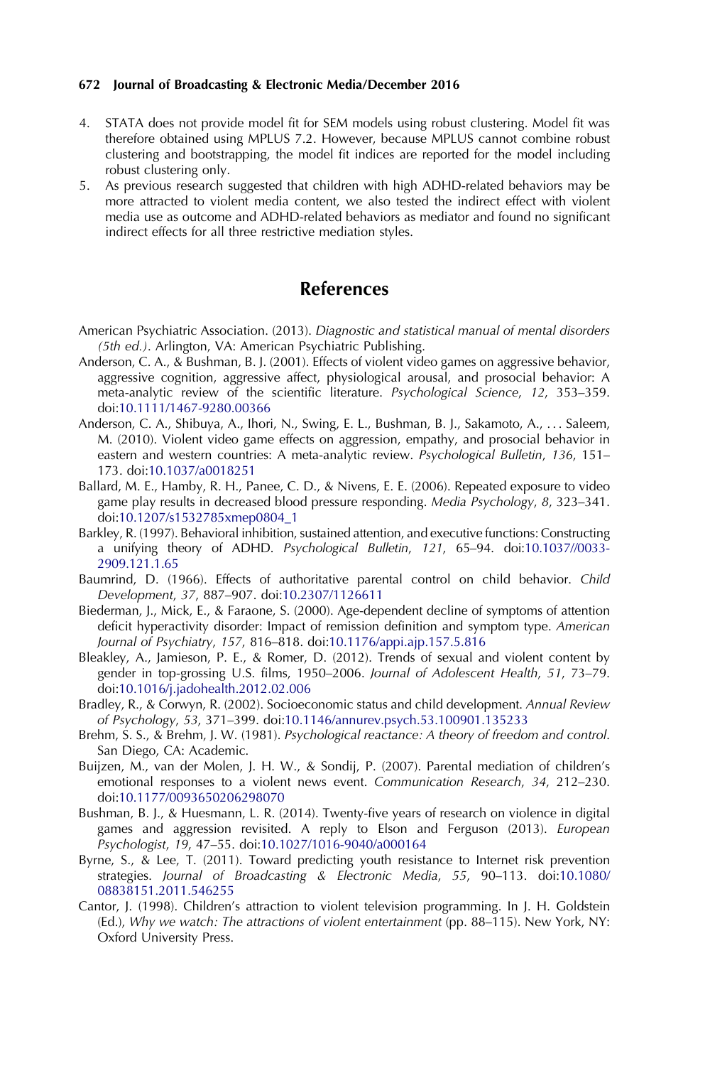4. STATA does not provide model fit for SEM models using robust clustering. Model fit was therefore obtained using MPLUS 7.2. However, because MPLUS cannot combine robust clustering and bootstrapping, the model fit indices are reported for the model including robust clustering only.
5. As previous research suggested that children with high ADHD-related behaviors may be more attracted to violent media content, we also tested the indirect effect with violent media use as outcome and ADHD-related behaviors as mediator and found no significant indirect effects for all three restrictive mediation styles.

## References

American Psychiatric Association. (2013). *Diagnostic and statistical manual of mental disorders (5th ed.)*. Arlington, VA: American Psychiatric Publishing.

Anderson, C. A., & Bushman, B. J. (2001). Effects of violent video games on aggressive behavior, aggressive cognition, aggressive affect, physiological arousal, and prosocial behavior: A meta-analytic review of the scientific literature. *Psychological Science*, *12*, 353–359. doi:10.1111/1467-9280.00366

Anderson, C. A., Shibuya, A., Ihori, N., Swing, E. L., Bushman, B. J., Sakamoto, A., . . . Saleem, M. (2010). Violent video game effects on aggression, empathy, and prosocial behavior in eastern and western countries: A meta-analytic review. *Psychological Bulletin*, *136*, 151–173. doi:10.1037/a0018251

Ballard, M. E., Hamby, R. H., Panee, C. D., & Nivens, E. E. (2006). Repeated exposure to video game play results in decreased blood pressure responding. *Media Psychology*, *8*, 323–341. doi:10.1207/s1532785xmep0804_1

Barkley, R. (1997). Behavioral inhibition, sustained attention, and executive functions: Constructing a unifying theory of ADHD. *Psychological Bulletin*, *121*, 65–94. doi:10.1037//0033-2909.121.1.65

Baumrind, D. (1966). Effects of authoritative parental control on child behavior. *Child Development*, *37*, 887–907. doi:10.2307/1126611

Biederman, J., Mick, E., & Faraone, S. (2000). Age-dependent decline of symptoms of attention deficit hyperactivity disorder: Impact of remission definition and symptom type. *American Journal of Psychiatry*, *157*, 816–818. doi:10.1176/appi.ajp.157.5.816

Bleakley, A., Jamieson, P. E., & Romer, D. (2012). Trends of sexual and violent content by gender in top-grossing U.S. films, 1950–2006. *Journal of Adolescent Health*, *51*, 73–79. doi:10.1016/j.jadohealth.2012.02.006

Bradley, R., & Corwyn, R. (2002). Socioeconomic status and child development. *Annual Review of Psychology*, *53*, 371–399. doi:10.1146/annurev.psych.53.100901.135233

Brehm, S. S., & Brehm, J. W. (1981). *Psychological reactance: A theory of freedom and control*. San Diego, CA: Academic.

Buijzen, M., van der Molen, J. H. W., & Sondij, P. (2007). Parental mediation of children's emotional responses to a violent news event. *Communication Research*, *34*, 212–230. doi:10.1177/0093650206298070

Bushman, B. J., & Huesmann, L. R. (2014). Twenty-five years of research on violence in digital games and aggression revisited. A reply to Elson and Ferguson (2013). *European Psychologist*, *19*, 47–55. doi:10.1027/1016-9040/a000164

Byrne, S., & Lee, T. (2011). Toward predicting youth resistance to Internet risk prevention strategies. *Journal of Broadcasting & Electronic Media*, *55*, 90–113. doi:10.1080/08838151.2011.546255

Cantor, J. (1998). Children's attraction to violent television programming. In J. H. Goldstein (Ed.), *Why we watch: The attractions of violent entertainment* (pp. 88–115). New York, NY: Oxford University Press.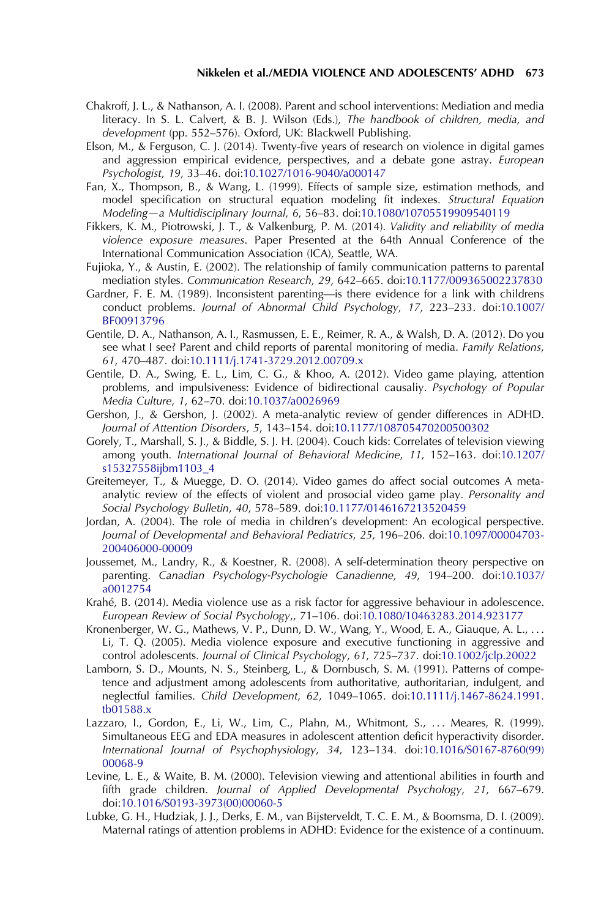Chakroff, J. L., & Nathanson, A. I. (2008). Parent and school interventions: Mediation and media literacy. In S. L. Calvert, & B. J. Wilson (Eds.), *The handbook of children, media, and development* (pp. 552–576). Oxford, UK: Blackwell Publishing.

Elson, M., & Ferguson, C. J. (2014). Twenty-five years of research on violence in digital games and aggression empirical evidence, perspectives, and a debate gone astray. *European Psychologist*, *19*, 33–46. doi:10.1027/1016-9040/a000147

Fan, X., Thompson, B., & Wang, L. (1999). Effects of sample size, estimation methods, and model specification on structural equation modeling fit indexes. *Structural Equation Modeling—a Multidisciplinary Journal*, *6*, 56–83. doi:10.1080/10705519909540119

Fikkers, K. M., Piotrowski, J. T., & Valkenburg, P. M. (2014). *Validity and reliability of media violence exposure measures*. Paper Presented at the 64th Annual Conference of the International Communication Association (ICA), Seattle, WA.

Fujioka, Y., & Austin, E. (2002). The relationship of family communication patterns to parental mediation styles. *Communication Research*, *29*, 642–665. doi:10.1177/009365002237830

Gardner, F. E. M. (1989). Inconsistent parenting—is there evidence for a link with childrens conduct problems. *Journal of Abnormal Child Psychology*, *17*, 223–233. doi:10.1007/BF00913796

Gentile, D. A., Nathanson, A. I., Rasmussen, E. E., Reimer, R. A., & Walsh, D. A. (2012). Do you see what I see? Parent and child reports of parental monitoring of media. *Family Relations*, *61*, 470–487. doi:10.1111/j.1741-3729.2012.00709.x

Gentile, D. A., Swing, E. L., Lim, C. G., & Khoo, A. (2012). Video game playing, attention problems, and impulsiveness: Evidence of bidirectional causaliy. *Psychology of Popular Media Culture*, *1*, 62–70. doi:10.1037/a0026969

Gershon, J., & Gershon, J. (2002). A meta-analytic review of gender differences in ADHD. *Journal of Attention Disorders*, *5*, 143–154. doi:10.1177/108705470200500302

Gorely, T., Marshall, S. J., & Biddle, S. J. H. (2004). Couch kids: Correlates of television viewing among youth. *International Journal of Behavioral Medicine*, *11*, 152–163. doi:10.1207/s15327558ijbm1103_4

Greitemeyer, T., & Muegge, D. O. (2014). Video games do affect social outcomes A meta-analytic review of the effects of violent and prosocial video game play. *Personality and Social Psychology Bulletin*, *40*, 578–589. doi:10.1177/0146167213520459

Jordan, A. (2004). The role of media in children's development: An ecological perspective. *Journal of Developmental and Behavioral Pediatrics*, *25*, 196–206. doi:10.1097/00004703-200406000-00009

Joussemet, M., Landry, R., & Koestner, R. (2008). A self-determination theory perspective on parenting. *Canadian Psychology-Psychologie Canadienne*, *49*, 194–200. doi:10.1037/a0012754

Krahé, B. (2014). Media violence use as a risk factor for aggressive behaviour in adolescence. *European Review of Social Psychology*,, 71–106. doi:10.1080/10463283.2014.923177

Kronenberger, W. G., Mathews, V. P., Dunn, D. W., Wang, Y., Wood, E. A., Giauque, A. L., … Li, T. Q. (2005). Media violence exposure and executive functioning in aggressive and control adolescents. *Journal of Clinical Psychology*, *61*, 725–737. doi:10.1002/jclp.20022

Lamborn, S. D., Mounts, N. S., Steinberg, L., & Dornbusch, S. M. (1991). Patterns of competence and adjustment among adolescents from authoritative, authoritarian, indulgent, and neglectful families. *Child Development*, *62*, 1049–1065. doi:10.1111/j.1467-8624.1991.tb01588.x

Lazzaro, I., Gordon, E., Li, W., Lim, C., Plahn, M., Whitmont, S., … Meares, R. (1999). Simultaneous EEG and EDA measures in adolescent attention deficit hyperactivity disorder. *International Journal of Psychophysiology*, *34*, 123–134. doi:10.1016/S0167-8760(99)00068-9

Levine, L. E., & Waite, B. M. (2000). Television viewing and attentional abilities in fourth and fifth grade children. *Journal of Applied Developmental Psychology*, *21*, 667–679. doi:10.1016/S0193-3973(00)00060-5

Lubke, G. H., Hudziak, J. J., Derks, E. M., van Bijsterveldt, T. C. E. M., & Boomsma, D. I. (2009). Maternal ratings of attention problems in ADHD: Evidence for the existence of a continuum.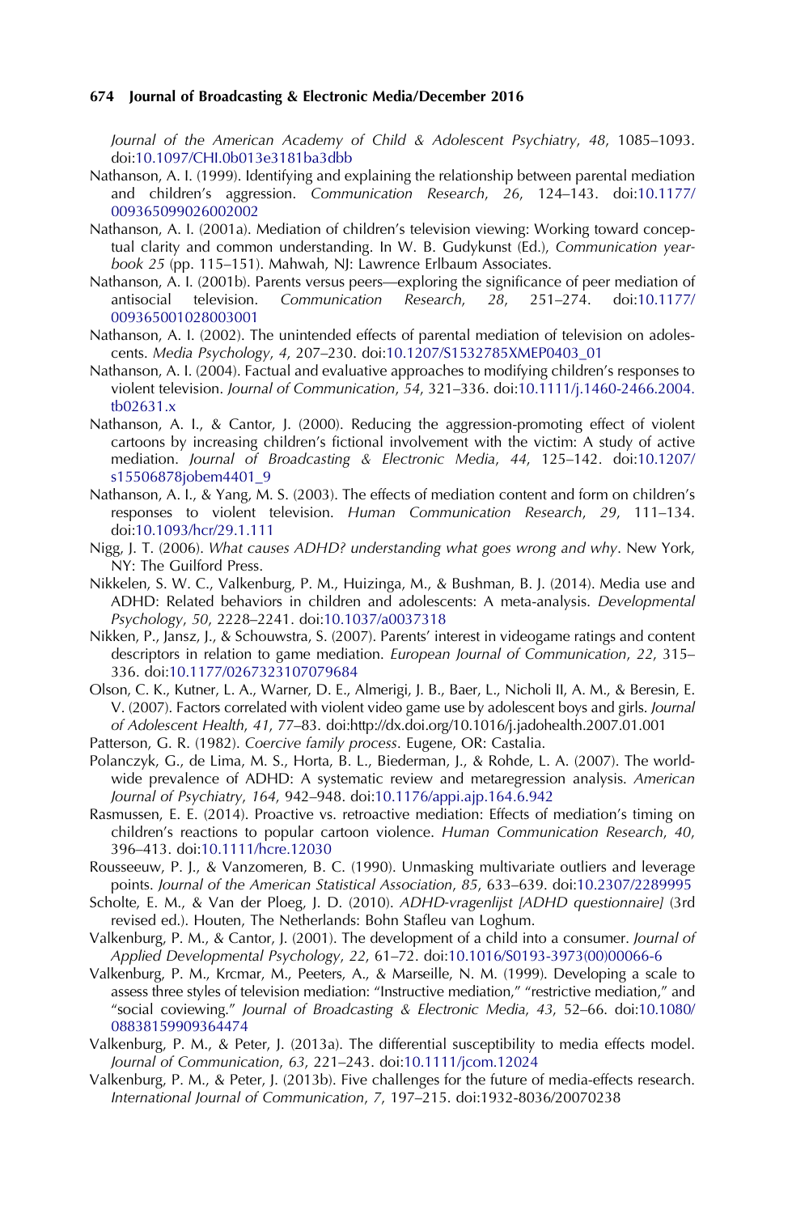*Journal of the American Academy of Child & Adolescent Psychiatry*, *48*, 1085–1093. doi:10.1097/CHI.0b013e3181ba3dbb

Nathanson, A. I. (1999). Identifying and explaining the relationship between parental mediation and children's aggression. *Communication Research*, *26*, 124–143. doi:10.1177/009365099026002002

Nathanson, A. I. (2001a). Mediation of children's television viewing: Working toward conceptual clarity and common understanding. In W. B. Gudykunst (Ed.), *Communication yearbook 25* (pp. 115–151). Mahwah, NJ: Lawrence Erlbaum Associates.

Nathanson, A. I. (2001b). Parents versus peers—exploring the significance of peer mediation of antisocial television. *Communication Research*, *28*, 251–274. doi:10.1177/009365001028003001

Nathanson, A. I. (2002). The unintended effects of parental mediation of television on adolescents. *Media Psychology*, *4*, 207–230. doi:10.1207/S1532785XMEP0403_01

Nathanson, A. I. (2004). Factual and evaluative approaches to modifying children's responses to violent television. *Journal of Communication*, *54*, 321–336. doi:10.1111/j.1460-2466.2004.tb02631.x

Nathanson, A. I., & Cantor, J. (2000). Reducing the aggression-promoting effect of violent cartoons by increasing children's fictional involvement with the victim: A study of active mediation. *Journal of Broadcasting & Electronic Media*, *44*, 125–142. doi:10.1207/s15506878jobem4401_9

Nathanson, A. I., & Yang, M. S. (2003). The effects of mediation content and form on children's responses to violent television. *Human Communication Research*, *29*, 111–134. doi:10.1093/hcr/29.1.111

Nigg, J. T. (2006). *What causes ADHD? understanding what goes wrong and why*. New York, NY: The Guilford Press.

Nikkelen, S. W. C., Valkenburg, P. M., Huizinga, M., & Bushman, B. J. (2014). Media use and ADHD: Related behaviors in children and adolescents: A meta-analysis. *Developmental Psychology*, *50*, 2228–2241. doi:10.1037/a0037318

Nikken, P., Jansz, J., & Schouwstra, S. (2007). Parents' interest in videogame ratings and content descriptors in relation to game mediation. *European Journal of Communication*, *22*, 315–336. doi:10.1177/0267323107079684

Olson, C. K., Kutner, L. A., Warner, D. E., Almerigi, J. B., Baer, L., Nicholi II, A. M., & Beresin, E. V. (2007). Factors correlated with violent video game use by adolescent boys and girls. *Journal of Adolescent Health*, *41*, 77–83. doi:http://dx.doi.org/10.1016/j.jadohealth.2007.01.001

Patterson, G. R. (1982). *Coercive family process*. Eugene, OR: Castalia.

Polanczyk, G., de Lima, M. S., Horta, B. L., Biederman, J., & Rohde, L. A. (2007). The worldwide prevalence of ADHD: A systematic review and metaregression analysis. *American Journal of Psychiatry*, *164*, 942–948. doi:10.1176/appi.ajp.164.6.942

Rasmussen, E. E. (2014). Proactive vs. retroactive mediation: Effects of mediation's timing on children's reactions to popular cartoon violence. *Human Communication Research*, *40*, 396–413. doi:10.1111/hcre.12030

Rousseeuw, P. J., & Vanzomeren, B. C. (1990). Unmasking multivariate outliers and leverage points. *Journal of the American Statistical Association*, *85*, 633–639. doi:10.2307/2289995

Scholte, E. M., & Van der Ploeg, J. D. (2010). *ADHD-vragenlijst [ADHD questionnaire]* (3rd revised ed.). Houten, The Netherlands: Bohn Stafleu van Loghum.

Valkenburg, P. M., & Cantor, J. (2001). The development of a child into a consumer. *Journal of Applied Developmental Psychology*, *22*, 61–72. doi:10.1016/S0193-3973(00)00066-6

Valkenburg, P. M., Krcmar, M., Peeters, A., & Marseille, N. M. (1999). Developing a scale to assess three styles of television mediation: "Instructive mediation," "restrictive mediation," and "social coviewing." *Journal of Broadcasting & Electronic Media*, *43*, 52–66. doi:10.1080/08838159909364474

Valkenburg, P. M., & Peter, J. (2013a). The differential susceptibility to media effects model. *Journal of Communication*, *63*, 221–243. doi:10.1111/jcom.12024

Valkenburg, P. M., & Peter, J. (2013b). Five challenges for the future of media-effects research. *International Journal of Communication*, *7*, 197–215. doi:1932-8036/20070238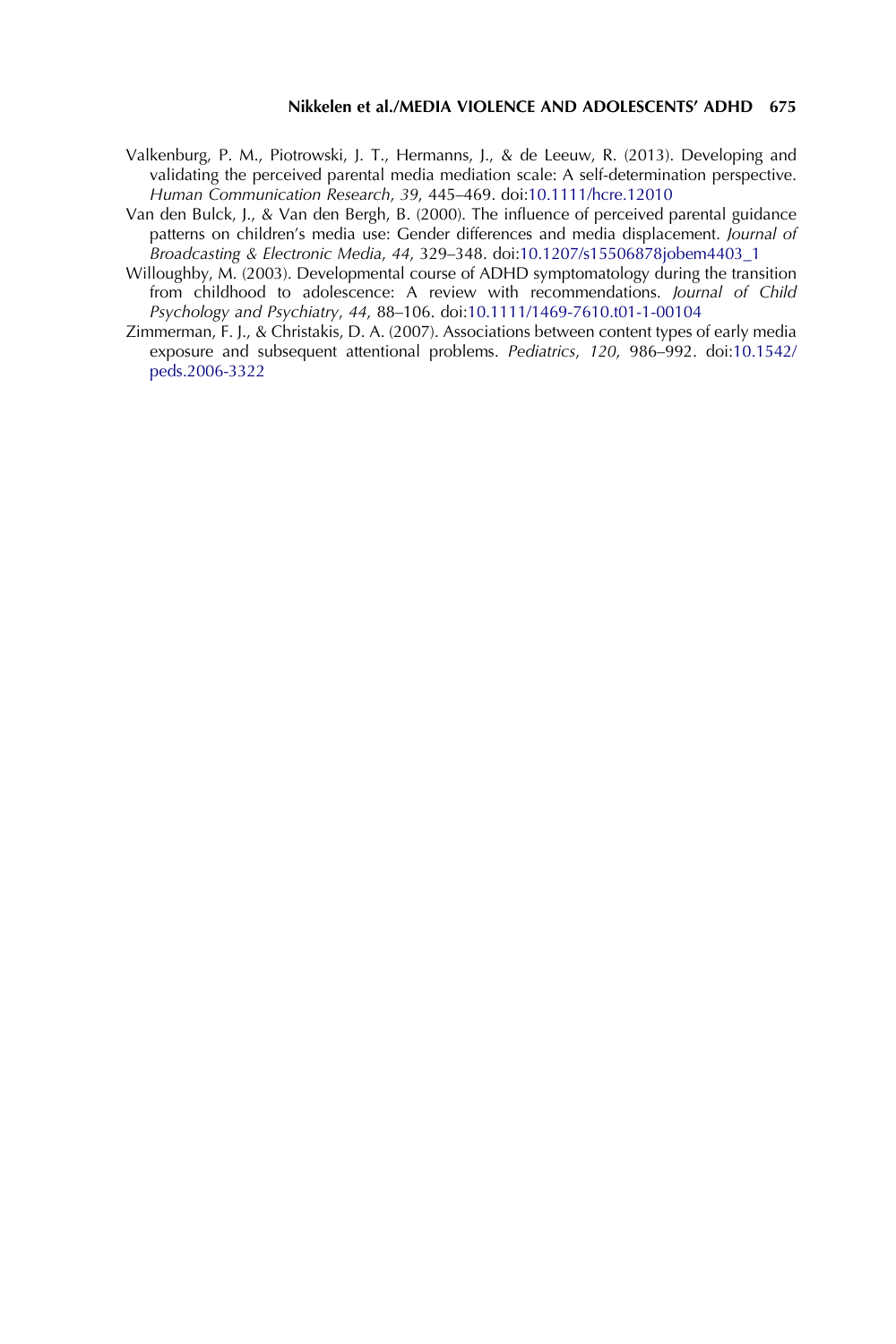Valkenburg, P. M., Piotrowski, J. T., Hermanns, J., & de Leeuw, R. (2013). Developing and validating the perceived parental media mediation scale: A self-determination perspective. *Human Communication Research*, *39*, 445–469. doi:10.1111/hcre.12010

Van den Bulck, J., & Van den Bergh, B. (2000). The influence of perceived parental guidance patterns on children's media use: Gender differences and media displacement. *Journal of Broadcasting & Electronic Media*, *44*, 329–348. doi:10.1207/s15506878jobem4403_1

Willoughby, M. (2003). Developmental course of ADHD symptomatology during the transition from childhood to adolescence: A review with recommendations. *Journal of Child Psychology and Psychiatry*, *44*, 88–106. doi:10.1111/1469-7610.t01-1-00104

Zimmerman, F. J., & Christakis, D. A. (2007). Associations between content types of early media exposure and subsequent attentional problems. *Pediatrics*, *120*, 986–992. doi:10.1542/peds.2006-3322